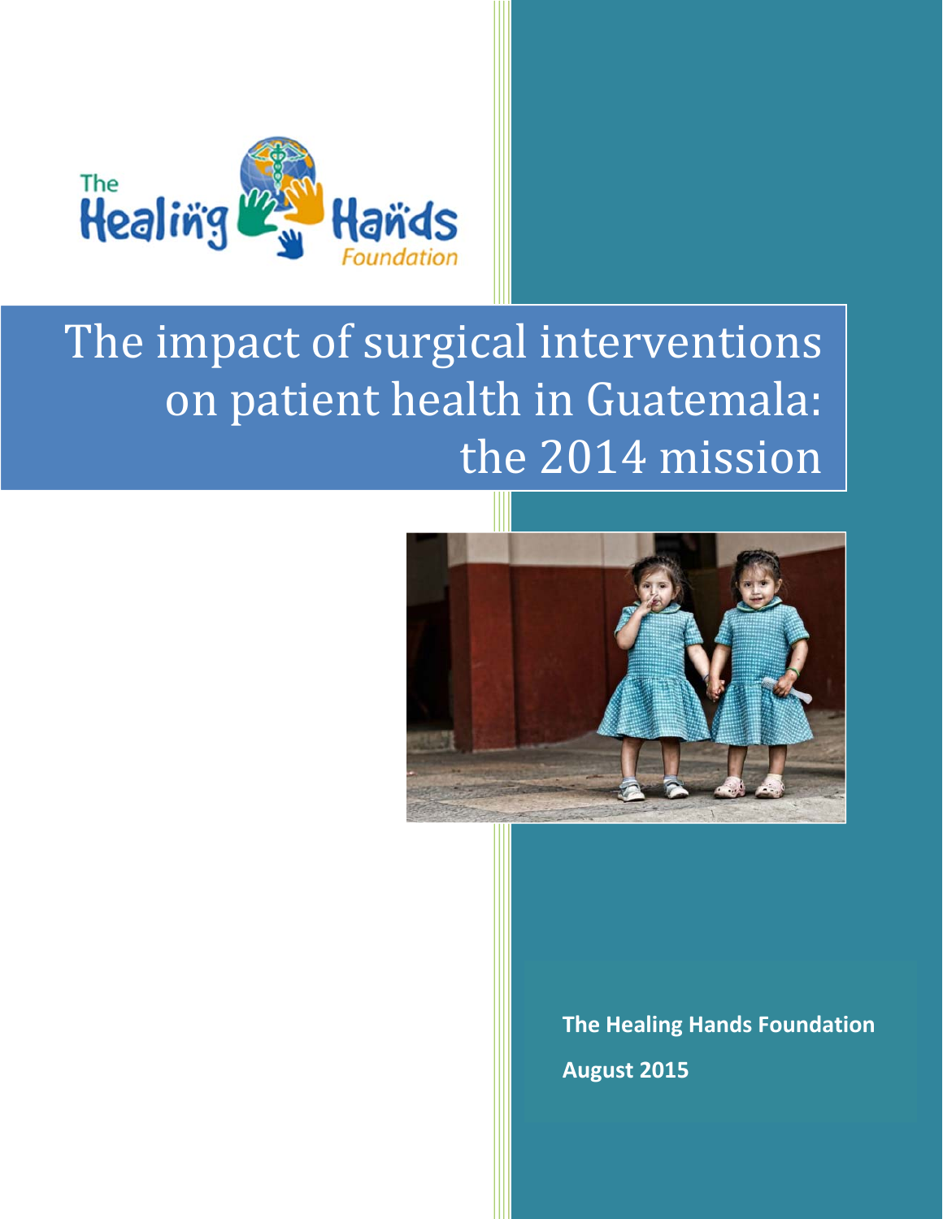The Healing Hands Foundation

# The impact of surgical interventions on patient health in Guatemala: the 2014 mission

**The Healing Hands Foundation**

**August 2015**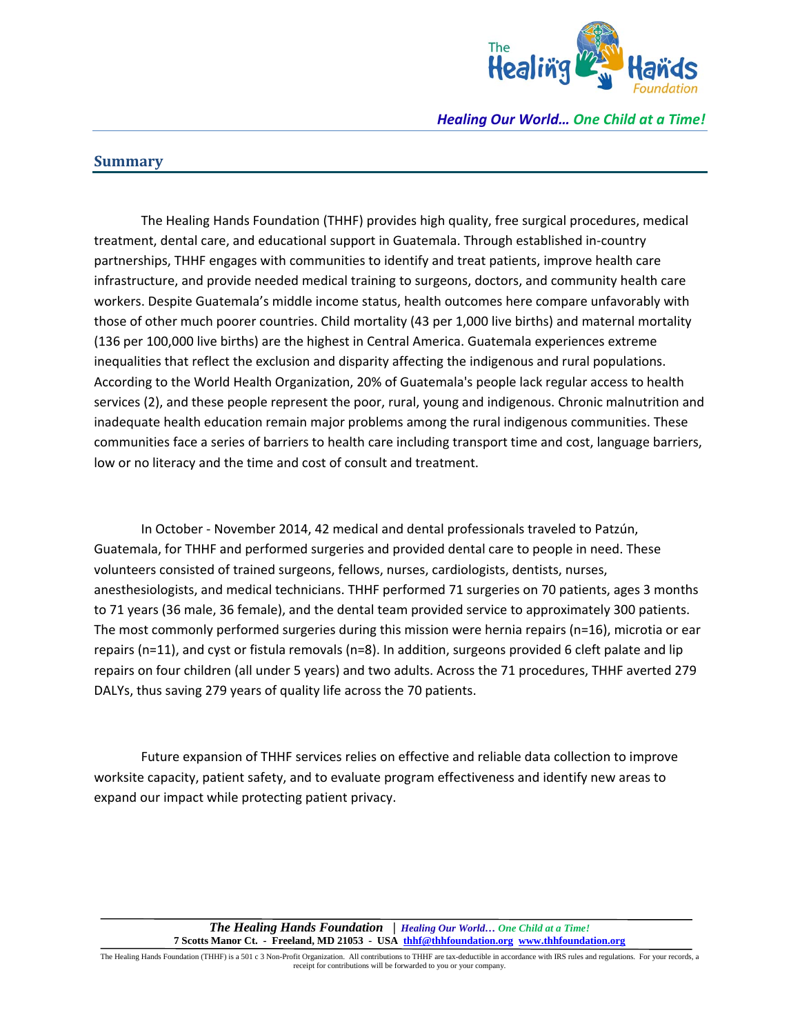## Summary

The Healing Hands Foundation (THHF) provides high quality, free surgical procedures, medical treatment, dental care, and educational support in Guatemala. Through established in-country partnerships, THHF engages with communities to identify and treat patients, improve health care infrastructure, and provide needed medical training to surgeons, doctors, and community health care workers. Despite Guatemala's middle income status, health outcomes here compare unfavorably with those of other much poorer countries. Child mortality (43 per 1,000 live births) and maternal mortality (136 per 100,000 live births) are the highest in Central America. Guatemala experiences extreme inequalities that reflect the exclusion and disparity affecting the indigenous and rural populations. According to the World Health Organization, 20% of Guatemala's people lack regular access to health services (2), and these people represent the poor, rural, young and indigenous. Chronic malnutrition and inadequate health education remain major problems among the rural indigenous communities. These communities face a series of barriers to health care including transport time and cost, language barriers, low or no literacy and the time and cost of consult and treatment.

In October - November 2014, 42 medical and dental professionals traveled to Patzún, Guatemala, for THHF and performed surgeries and provided dental care to people in need. These volunteers consisted of trained surgeons, fellows, nurses, cardiologists, dentists, nurses, anesthesiologists, and medical technicians. THHF performed 71 surgeries on 70 patients, ages 3 months to 71 years (36 male, 36 female), and the dental team provided service to approximately 300 patients. The most commonly performed surgeries during this mission were hernia repairs (n=16), microtia or ear repairs (n=11), and cyst or fistula removals (n=8). In addition, surgeons provided 6 cleft palate and lip repairs on four children (all under 5 years) and two adults. Across the 71 procedures, THHF averted 279 DALYs, thus saving 279 years of quality life across the 70 patients.

Future expansion of THHF services relies on effective and reliable data collection to improve worksite capacity, patient safety, and to evaluate program effectiveness and identify new areas to expand our impact while protecting patient privacy.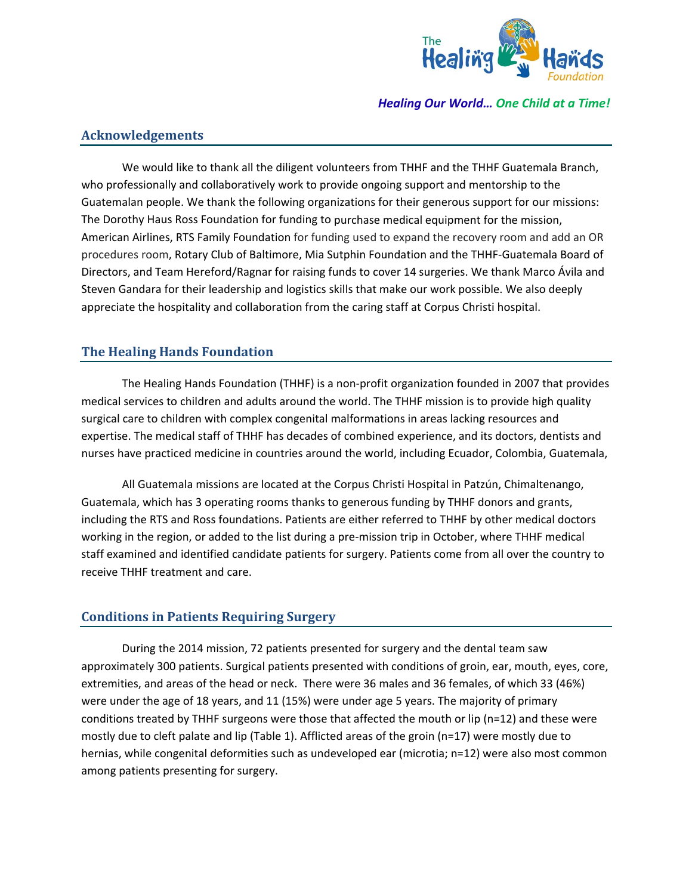*Healing Our World… One Child at a Time!*

## Acknowledgements

We would like to thank all the diligent volunteers from THHF and the THHF Guatemala Branch, who professionally and collaboratively work to provide ongoing support and mentorship to the Guatemalan people. We thank the following organizations for their generous support for our missions: The Dorothy Haus Ross Foundation for funding to purchase medical equipment for the mission, American Airlines, RTS Family Foundation for funding used to expand the recovery room and add an OR procedures room, Rotary Club of Baltimore, Mia Sutphin Foundation and the THHF-Guatemala Board of Directors, and Team Hereford/Ragnar for raising funds to cover 14 surgeries. We thank Marco Ávila and Steven Gandara for their leadership and logistics skills that make our work possible. We also deeply appreciate the hospitality and collaboration from the caring staff at Corpus Christi hospital.

## The Healing Hands Foundation

The Healing Hands Foundation (THHF) is a non-profit organization founded in 2007 that provides medical services to children and adults around the world. The THHF mission is to provide high quality surgical care to children with complex congenital malformations in areas lacking resources and expertise. The medical staff of THHF has decades of combined experience, and its doctors, dentists and nurses have practiced medicine in countries around the world, including Ecuador, Colombia, Guatemala,

All Guatemala missions are located at the Corpus Christi Hospital in Patzún, Chimaltenango, Guatemala, which has 3 operating rooms thanks to generous funding by THHF donors and grants, including the RTS and Ross foundations. Patients are either referred to THHF by other medical doctors working in the region, or added to the list during a pre-mission trip in October, where THHF medical staff examined and identified candidate patients for surgery. Patients come from all over the country to receive THHF treatment and care.

## Conditions in Patients Requiring Surgery

During the 2014 mission, 72 patients presented for surgery and the dental team saw approximately 300 patients. Surgical patients presented with conditions of groin, ear, mouth, eyes, core, extremities, and areas of the head or neck. There were 36 males and 36 females, of which 33 (46%) were under the age of 18 years, and 11 (15%) were under age 5 years. The majority of primary conditions treated by THHF surgeons were those that affected the mouth or lip (n=12) and these were mostly due to cleft palate and lip (Table 1). Afflicted areas of the groin (n=17) were mostly due to hernias, while congenital deformities such as undeveloped ear (microtia; n=12) were also most common among patients presenting for surgery.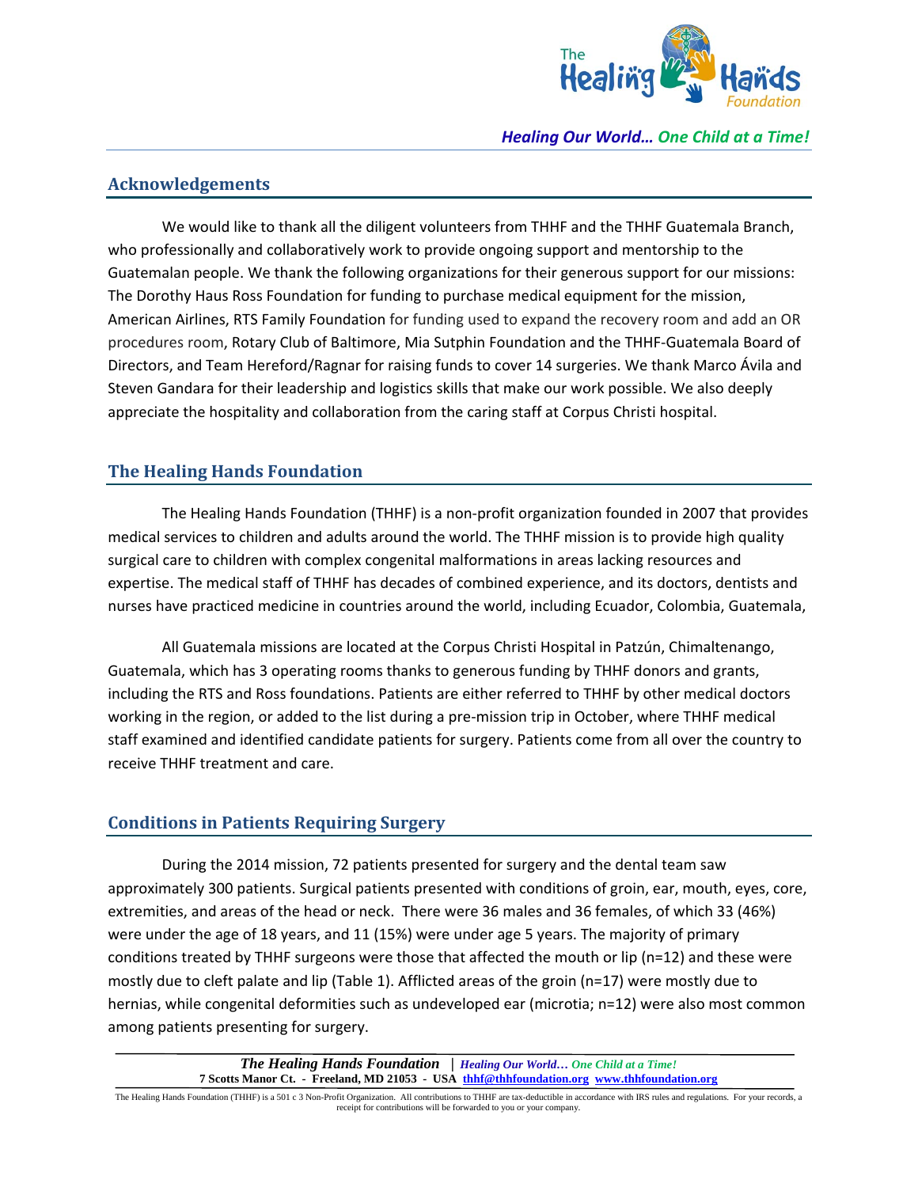## Acknowledgements

We would like to thank all the diligent volunteers from THHF and the THHF Guatemala Branch, who professionally and collaboratively work to provide ongoing support and mentorship to the Guatemalan people. We thank the following organizations for their generous support for our missions: The Dorothy Haus Ross Foundation for funding to purchase medical equipment for the mission, American Airlines, RTS Family Foundation for funding used to expand the recovery room and add an OR procedures room, Rotary Club of Baltimore, Mia Sutphin Foundation and the THHF-Guatemala Board of Directors, and Team Hereford/Ragnar for raising funds to cover 14 surgeries. We thank Marco Ávila and Steven Gandara for their leadership and logistics skills that make our work possible. We also deeply appreciate the hospitality and collaboration from the caring staff at Corpus Christi hospital.

## The Healing Hands Foundation

The Healing Hands Foundation (THHF) is a non-profit organization founded in 2007 that provides medical services to children and adults around the world. The THHF mission is to provide high quality surgical care to children with complex congenital malformations in areas lacking resources and expertise. The medical staff of THHF has decades of combined experience, and its doctors, dentists and nurses have practiced medicine in countries around the world, including Ecuador, Colombia, Guatemala,

All Guatemala missions are located at the Corpus Christi Hospital in Patzún, Chimaltenango, Guatemala, which has 3 operating rooms thanks to generous funding by THHF donors and grants, including the RTS and Ross foundations. Patients are either referred to THHF by other medical doctors working in the region, or added to the list during a pre-mission trip in October, where THHF medical staff examined and identified candidate patients for surgery. Patients come from all over the country to receive THHF treatment and care.

## Conditions in Patients Requiring Surgery

During the 2014 mission, 72 patients presented for surgery and the dental team saw approximately 300 patients. Surgical patients presented with conditions of groin, ear, mouth, eyes, core, extremities, and areas of the head or neck. There were 36 males and 36 females, of which 33 (46%) were under the age of 18 years, and 11 (15%) were under age 5 years. The majority of primary conditions treated by THHF surgeons were those that affected the mouth or lip (n=12) and these were mostly due to cleft palate and lip (Table 1). Afflicted areas of the groin (n=17) were mostly due to hernias, while congenital deformities such as undeveloped ear (microtia; n=12) were also most common among patients presenting for surgery.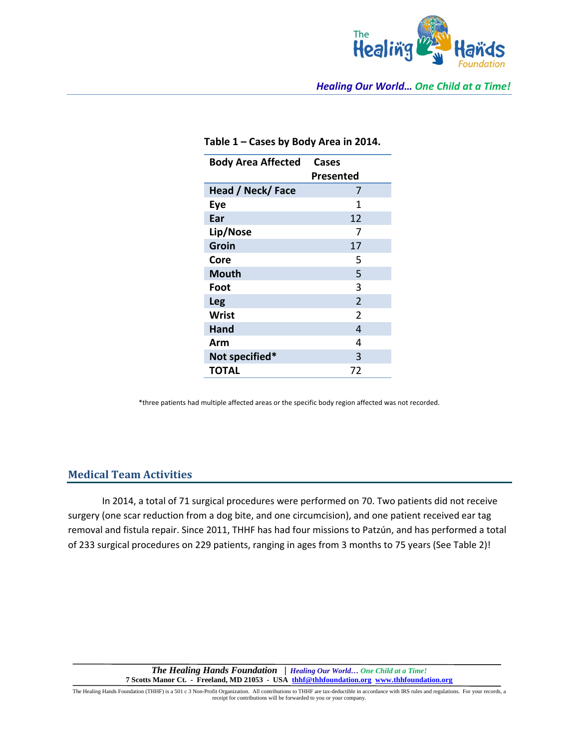**Table 1 – Cases by Body Area in 2014.**

| Body Area Affected | Cases Presented |
|---|---|
| Head / Neck/ Face | 7 |
| Eye | 1 |
| Ear | 12 |
| Lip/Nose | 7 |
| Groin | 17 |
| Core | 5 |
| Mouth | 5 |
| Foot | 3 |
| Leg | 2 |
| Wrist | 2 |
| Hand | 4 |
| Arm | 4 |
| Not specified* | 3 |
| TOTAL | 72 |

*three patients had multiple affected areas or the specific body region affected was not recorded.

## Medical Team Activities

In 2014, a total of 71 surgical procedures were performed on 70. Two patients did not receive surgery (one scar reduction from a dog bite, and one circumcision), and one patient received ear tag removal and fistula repair. Since 2011, THHF has had four missions to Patzún, and has performed a total of 233 surgical procedures on 229 patients, ranging in ages from 3 months to 75 years (See Table 2)!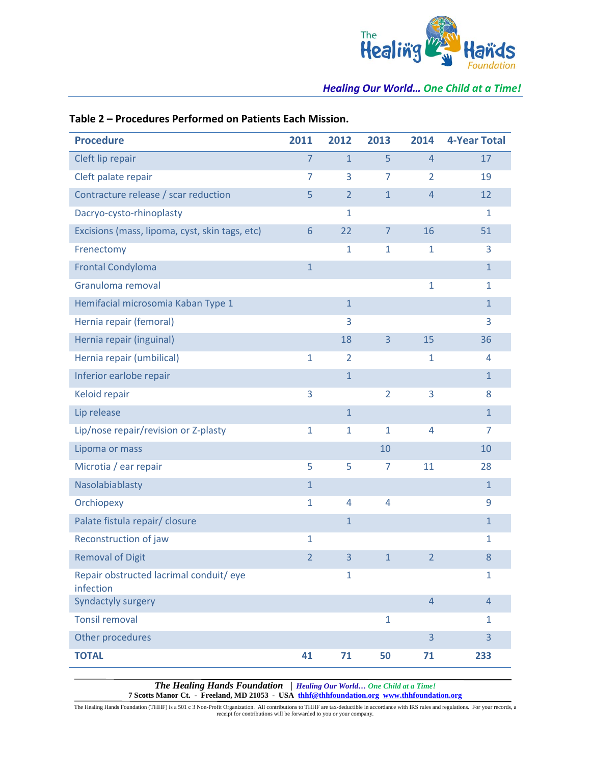**Table 2 – Procedures Performed on Patients Each Mission.**

| Procedure | 2011 | 2012 | 2013 | 2014 | 4-Year Total |
|---|---|---|---|---|---|
| Cleft lip repair | 7 | 1 | 5 | 4 | 17 |
| Cleft palate repair | 7 | 3 | 7 | 2 | 19 |
| Contracture release / scar reduction | 5 | 2 | 1 | 4 | 12 |
| Dacryo-cysto-rhinoplasty | | 1 | | | 1 |
| Excisions (mass, lipoma, cyst, skin tags, etc) | 6 | 22 | 7 | 16 | 51 |
| Frenectomy | | 1 | 1 | 1 | 3 |
| Frontal Condyloma | 1 | | | | 1 |
| Granuloma removal | | | | 1 | 1 |
| Hemifacial microsomia Kaban Type 1 | | 1 | | | 1 |
| Hernia repair (femoral) | | 3 | | | 3 |
| Hernia repair (inguinal) | | 18 | 3 | 15 | 36 |
| Hernia repair (umbilical) | 1 | 2 | | 1 | 4 |
| Inferior earlobe repair | | 1 | | | 1 |
| Keloid repair | 3 | | 2 | 3 | 8 |
| Lip release | | 1 | | | 1 |
| Lip/nose repair/revision or Z-plasty | 1 | 1 | 1 | 4 | 7 |
| Lipoma or mass | | | 10 | | 10 |
| Microtia / ear repair | 5 | 5 | 7 | 11 | 28 |
| Nasolabiablasty | 1 | | | | 1 |
| Orchiopexy | 1 | 4 | 4 | | 9 |
| Palate fistula repair/ closure | | 1 | | | 1 |
| Reconstruction of jaw | 1 | | | | 1 |
| Removal of Digit | 2 | 3 | 1 | 2 | 8 |
| Repair obstructed lacrimal conduit/ eye infection | | 1 | | | 1 |
| Syndactyly surgery | | | | 4 | 4 |
| Tonsil removal | | | 1 | | 1 |
| Other procedures | | | | 3 | 3 |
| **TOTAL** | **41** | **71** | **50** | **71** | **233** |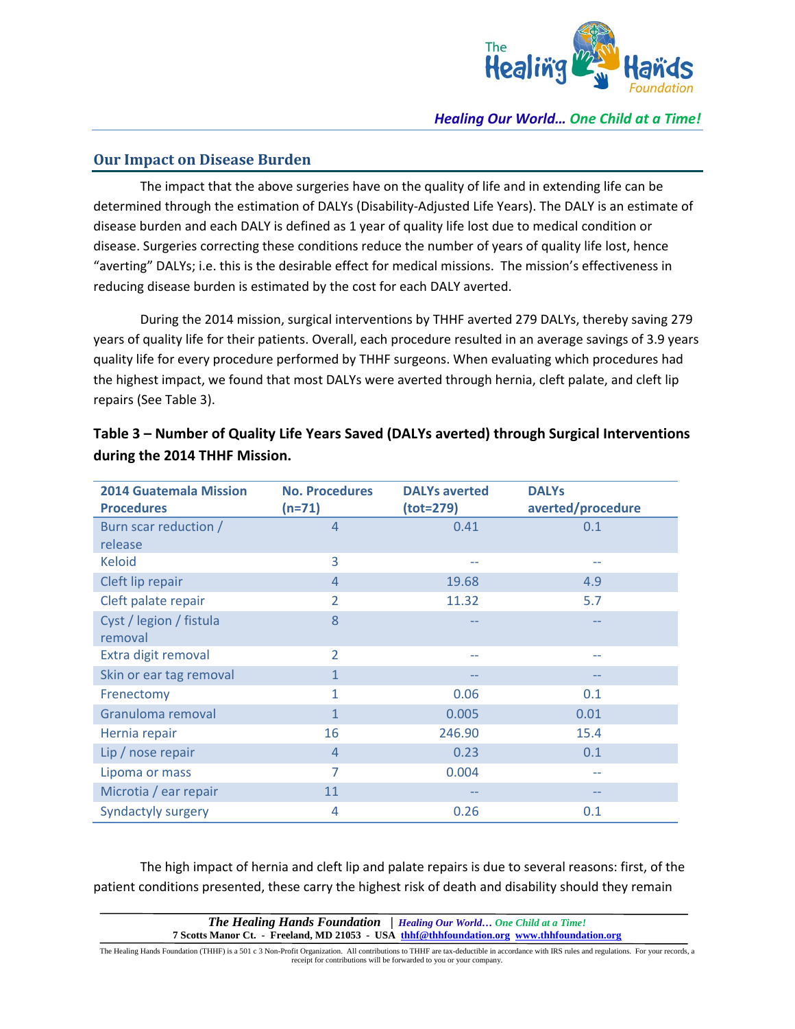## Our Impact on Disease Burden

The impact that the above surgeries have on the quality of life and in extending life can be determined through the estimation of DALYs (Disability-Adjusted Life Years). The DALY is an estimate of disease burden and each DALY is defined as 1 year of quality life lost due to medical condition or disease. Surgeries correcting these conditions reduce the number of years of quality life lost, hence "averting" DALYs; i.e. this is the desirable effect for medical missions. The mission's effectiveness in reducing disease burden is estimated by the cost for each DALY averted.

During the 2014 mission, surgical interventions by THHF averted 279 DALYs, thereby saving 279 years of quality life for their patients. Overall, each procedure resulted in an average savings of 3.9 years quality life for every procedure performed by THHF surgeons. When evaluating which procedures had the highest impact, we found that most DALYs were averted through hernia, cleft palate, and cleft lip repairs (See Table 3).

**Table 3 – Number of Quality Life Years Saved (DALYs averted) through Surgical Interventions during the 2014 THHF Mission.**

| 2014 Guatemala Mission Procedures | No. Procedures (n=71) | DALYs averted (tot=279) | DALYs averted/procedure |
|---|---|---|---|
| Burn scar reduction / release | 4 | 0.41 | 0.1 |
| Keloid | 3 | -- | -- |
| Cleft lip repair | 4 | 19.68 | 4.9 |
| Cleft palate repair | 2 | 11.32 | 5.7 |
| Cyst / legion / fistula removal | 8 | -- | -- |
| Extra digit removal | 2 | -- | -- |
| Skin or ear tag removal | 1 | -- | -- |
| Frenectomy | 1 | 0.06 | 0.1 |
| Granuloma removal | 1 | 0.005 | 0.01 |
| Hernia repair | 16 | 246.90 | 15.4 |
| Lip / nose repair | 4 | 0.23 | 0.1 |
| Lipoma or mass | 7 | 0.004 | -- |
| Microtia / ear repair | 11 | -- | -- |
| Syndactyly surgery | 4 | 0.26 | 0.1 |

The high impact of hernia and cleft lip and palate repairs is due to several reasons: first, of the patient conditions presented, these carry the highest risk of death and disability should they remain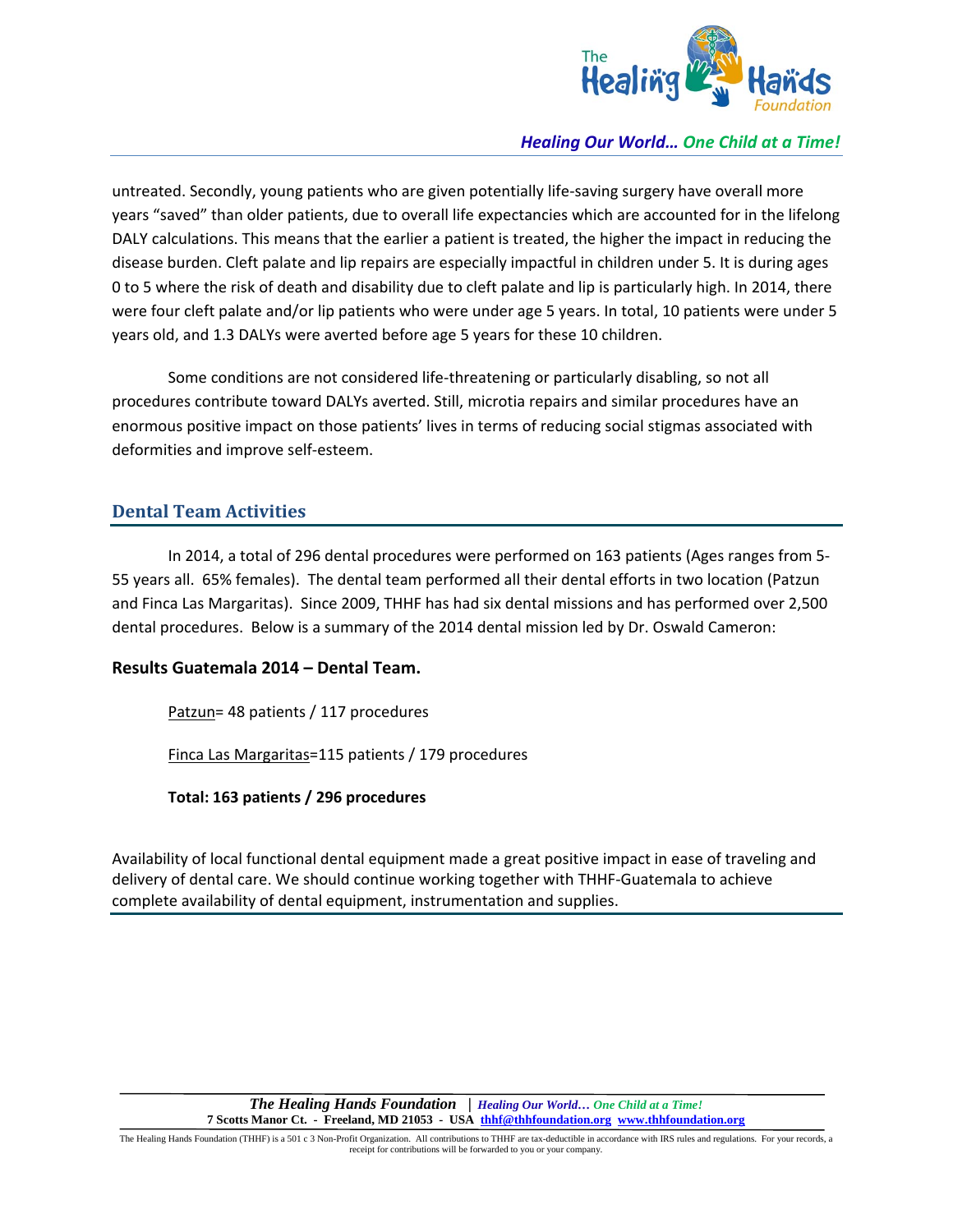untreated. Secondly, young patients who are given potentially life-saving surgery have overall more years "saved" than older patients, due to overall life expectancies which are accounted for in the lifelong DALY calculations. This means that the earlier a patient is treated, the higher the impact in reducing the disease burden. Cleft palate and lip repairs are especially impactful in children under 5. It is during ages 0 to 5 where the risk of death and disability due to cleft palate and lip is particularly high. In 2014, there were four cleft palate and/or lip patients who were under age 5 years. In total, 10 patients were under 5 years old, and 1.3 DALYs were averted before age 5 years for these 10 children.

Some conditions are not considered life-threatening or particularly disabling, so not all procedures contribute toward DALYs averted. Still, microtia repairs and similar procedures have an enormous positive impact on those patients' lives in terms of reducing social stigmas associated with deformities and improve self-esteem.

## Dental Team Activities

In 2014, a total of 296 dental procedures were performed on 163 patients (Ages ranges from 5-55 years all. 65% females). The dental team performed all their dental efforts in two location (Patzun and Finca Las Margaritas). Since 2009, THHF has had six dental missions and has performed over 2,500 dental procedures. Below is a summary of the 2014 dental mission led by Dr. Oswald Cameron:

**Results Guatemala 2014 – Dental Team.**

Patzun= 48 patients / 117 procedures

Finca Las Margaritas=115 patients / 179 procedures

**Total: 163 patients / 296 procedures**

Availability of local functional dental equipment made a great positive impact in ease of traveling and delivery of dental care. We should continue working together with THHF-Guatemala to achieve complete availability of dental equipment, instrumentation and supplies.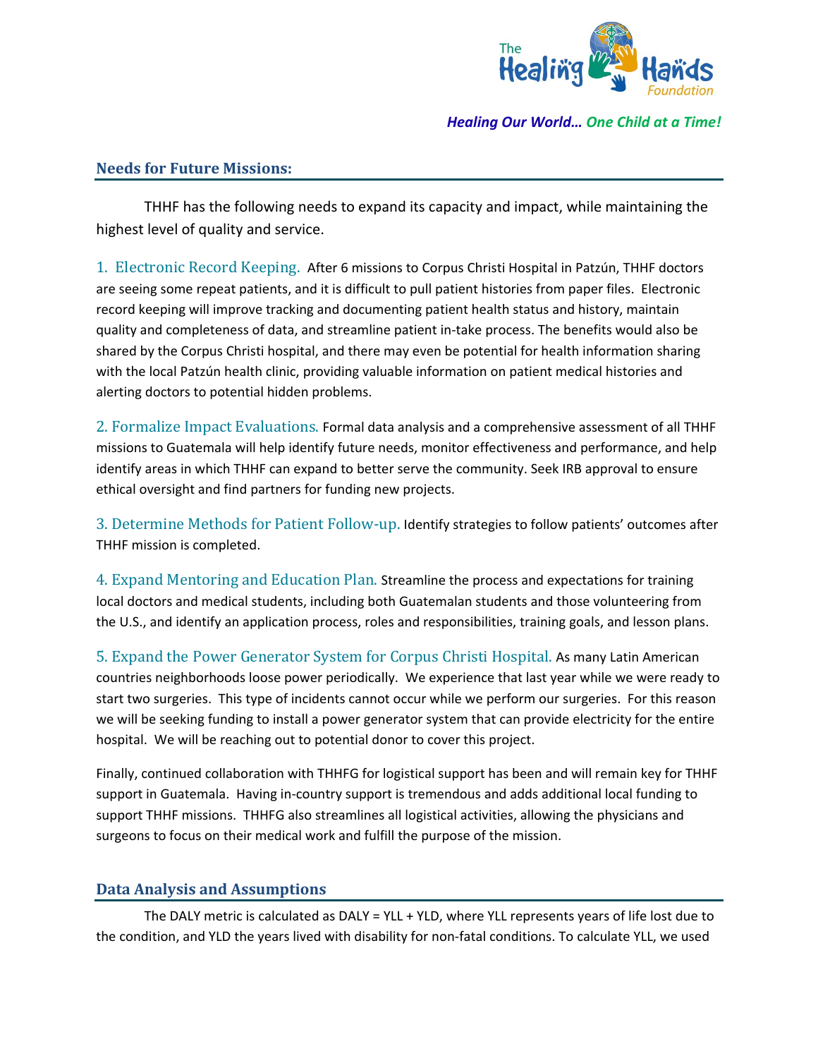*Healing Our World… One Child at a Time!*

## Needs for Future Missions:

THHF has the following needs to expand its capacity and impact, while maintaining the highest level of quality and service.

1. Electronic Record Keeping. After 6 missions to Corpus Christi Hospital in Patzún, THHF doctors are seeing some repeat patients, and it is difficult to pull patient histories from paper files. Electronic record keeping will improve tracking and documenting patient health status and history, maintain quality and completeness of data, and streamline patient in-take process. The benefits would also be shared by the Corpus Christi hospital, and there may even be potential for health information sharing with the local Patzún health clinic, providing valuable information on patient medical histories and alerting doctors to potential hidden problems.

2. Formalize Impact Evaluations. Formal data analysis and a comprehensive assessment of all THHF missions to Guatemala will help identify future needs, monitor effectiveness and performance, and help identify areas in which THHF can expand to better serve the community. Seek IRB approval to ensure ethical oversight and find partners for funding new projects.

3. Determine Methods for Patient Follow-up. Identify strategies to follow patients' outcomes after THHF mission is completed.

4. Expand Mentoring and Education Plan. Streamline the process and expectations for training local doctors and medical students, including both Guatemalan students and those volunteering from the U.S., and identify an application process, roles and responsibilities, training goals, and lesson plans.

5. Expand the Power Generator System for Corpus Christi Hospital. As many Latin American countries neighborhoods loose power periodically. We experience that last year while we were ready to start two surgeries. This type of incidents cannot occur while we perform our surgeries. For this reason we will be seeking funding to install a power generator system that can provide electricity for the entire hospital. We will be reaching out to potential donor to cover this project.

Finally, continued collaboration with THHFG for logistical support has been and will remain key for THHF support in Guatemala. Having in-country support is tremendous and adds additional local funding to support THHF missions. THHFG also streamlines all logistical activities, allowing the physicians and surgeons to focus on their medical work and fulfill the purpose of the mission.

## Data Analysis and Assumptions

The DALY metric is calculated as DALY = YLL + YLD, where YLL represents years of life lost due to the condition, and YLD the years lived with disability for non-fatal conditions. To calculate YLL, we used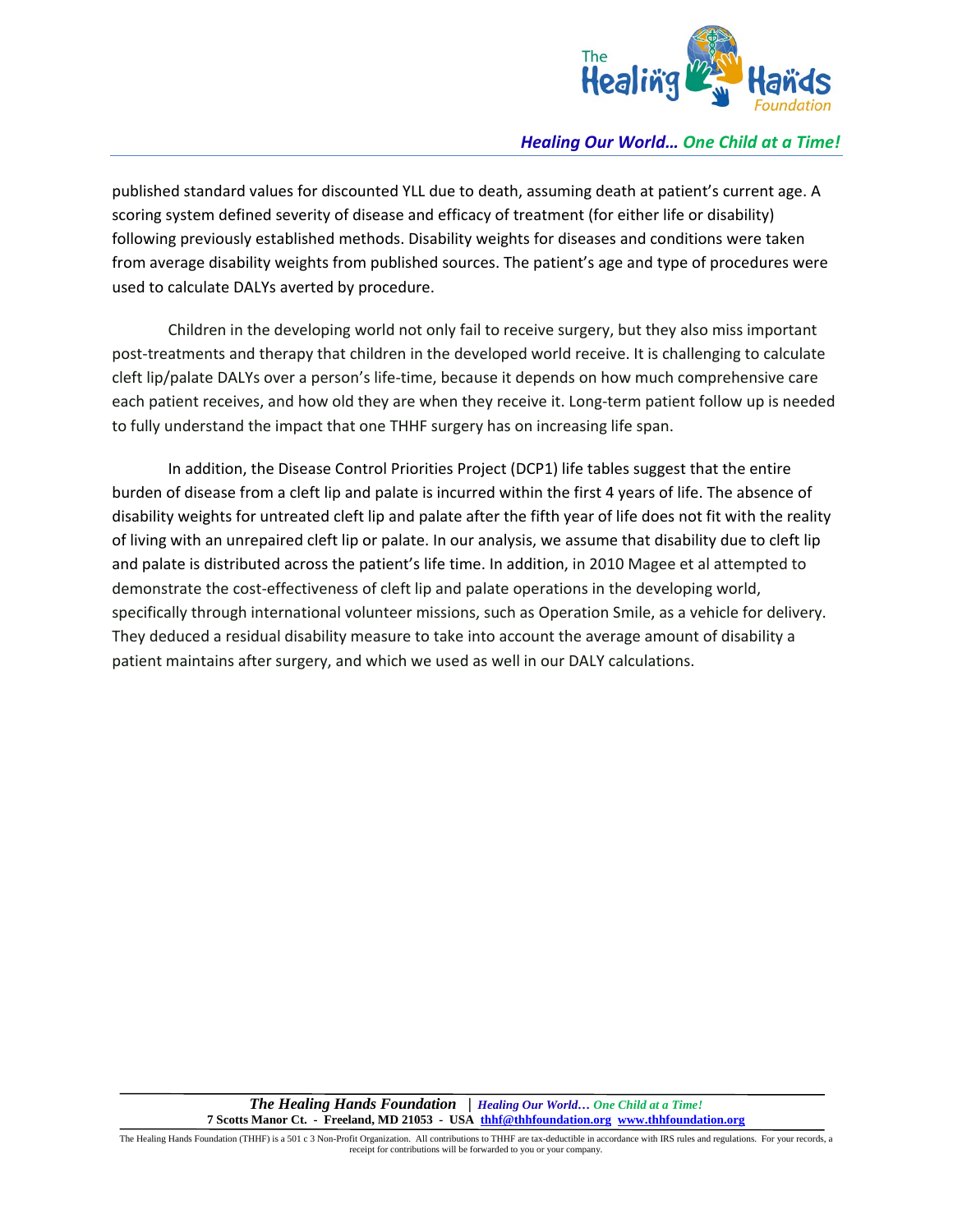published standard values for discounted YLL due to death, assuming death at patient's current age. A scoring system defined severity of disease and efficacy of treatment (for either life or disability) following previously established methods. Disability weights for diseases and conditions were taken from average disability weights from published sources. The patient's age and type of procedures were used to calculate DALYs averted by procedure.

Children in the developing world not only fail to receive surgery, but they also miss important post-treatments and therapy that children in the developed world receive. It is challenging to calculate cleft lip/palate DALYs over a person's life-time, because it depends on how much comprehensive care each patient receives, and how old they are when they receive it. Long-term patient follow up is needed to fully understand the impact that one THHF surgery has on increasing life span.

In addition, the Disease Control Priorities Project (DCP1) life tables suggest that the entire burden of disease from a cleft lip and palate is incurred within the first 4 years of life. The absence of disability weights for untreated cleft lip and palate after the fifth year of life does not fit with the reality of living with an unrepaired cleft lip or palate. In our analysis, we assume that disability due to cleft lip and palate is distributed across the patient's life time. In addition, in 2010 Magee et al attempted to demonstrate the cost-effectiveness of cleft lip and palate operations in the developing world, specifically through international volunteer missions, such as Operation Smile, as a vehicle for delivery. They deduced a residual disability measure to take into account the average amount of disability a patient maintains after surgery, and which we used as well in our DALY calculations.